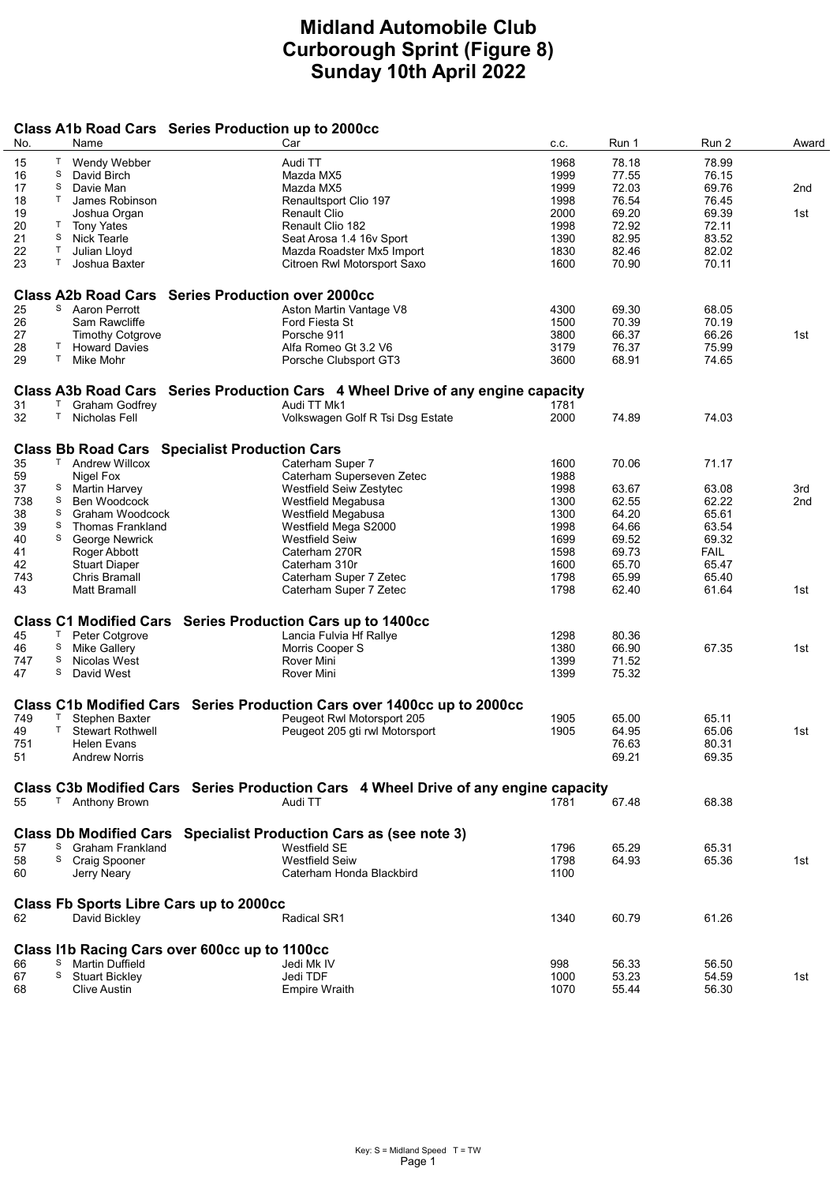# Midland Automobile Club
# Curborough Sprint (Figure 8)
# Sunday 10th April 2022

### Class A1b Road Cars Series Production up to 2000cc

| No. | | Name | Car | c.c. | Run 1 | Run 2 | Award |
|---|---|---|---|---|---|---|---|
| 15 | T | Wendy Webber | Audi TT | 1968 | 78.18 | 78.99 | |
| 16 | S | David Birch | Mazda MX5 | 1999 | 77.55 | 76.15 | |
| 17 | S | Davie Man | Mazda MX5 | 1999 | 72.03 | 69.76 | 2nd |
| 18 | T | James Robinson | Renaultsport Clio 197 | 1998 | 76.54 | 76.45 | |
| 19 | | Joshua Organ | Renault Clio | 2000 | 69.20 | 69.39 | 1st |
| 20 | T | Tony Yates | Renault Clio 182 | 1998 | 72.92 | 72.11 | |
| 21 | S | Nick Tearle | Seat Arosa 1.4 16v Sport | 1390 | 82.95 | 83.52 | |
| 22 | T | Julian Lloyd | Mazda Roadster Mx5 Import | 1830 | 82.46 | 82.02 | |
| 23 | T | Joshua Baxter | Citroen Rwl Motorsport Saxo | 1600 | 70.90 | 70.11 | |

### Class A2b Road Cars Series Production over 2000cc

| No. | | Name | Car | c.c. | Run 1 | Run 2 | Award |
|---|---|---|---|---|---|---|---|
| 25 | S | Aaron Perrott | Aston Martin Vantage V8 | 4300 | 69.30 | 68.05 | |
| 26 | | Sam Rawcliffe | Ford Fiesta St | 1500 | 70.39 | 70.19 | |
| 27 | | Timothy Cotgrove | Porsche 911 | 3800 | 66.37 | 66.26 | 1st |
| 28 | T | Howard Davies | Alfa Romeo Gt 3.2 V6 | 3179 | 76.37 | 75.99 | |
| 29 | T | Mike Mohr | Porsche Clubsport GT3 | 3600 | 68.91 | 74.65 | |

### Class A3b Road Cars Series Production Cars 4 Wheel Drive of any engine capacity

| No. | | Name | Car | c.c. | Run 1 | Run 2 | Award |
|---|---|---|---|---|---|---|---|
| 31 | T | Graham Godfrey | Audi TT Mk1 | 1781 | | | |
| 32 | T | Nicholas Fell | Volkswagen Golf R Tsi Dsg Estate | 2000 | 74.89 | 74.03 | |

### Class Bb Road Cars Specialist Production Cars

| No. | | Name | Car | c.c. | Run 1 | Run 2 | Award |
|---|---|---|---|---|---|---|---|
| 35 | T | Andrew Willcox | Caterham Super 7 | 1600 | 70.06 | 71.17 | |
| 59 | | Nigel Fox | Caterham Superseven Zetec | 1988 | | | |
| 37 | S | Martin Harvey | Westfield Seiw Zestytec | 1998 | 63.67 | 63.08 | 3rd |
| 738 | S | Ben Woodcock | Westfield Megabusa | 1300 | 62.55 | 62.22 | 2nd |
| 38 | S | Graham Woodcock | Westfield Megabusa | 1300 | 64.20 | 65.61 | |
| 39 | S | Thomas Frankland | Westfield Mega S2000 | 1998 | 64.66 | 63.54 | |
| 40 | S | George Newrick | Westfield Seiw | 1699 | 69.52 | 69.32 | |
| 41 | | Roger Abbott | Caterham 270R | 1598 | 69.73 | FAIL | |
| 42 | | Stuart Diaper | Caterham 310r | 1600 | 65.70 | 65.47 | |
| 743 | | Chris Bramall | Caterham Super 7 Zetec | 1798 | 65.99 | 65.40 | |
| 43 | | Matt Bramall | Caterham Super 7 Zetec | 1798 | 62.40 | 61.64 | 1st |

### Class C1 Modified Cars Series Production Cars up to 1400cc

| No. | | Name | Car | c.c. | Run 1 | Run 2 | Award |
|---|---|---|---|---|---|---|---|
| 45 | T | Peter Cotgrove | Lancia Fulvia Hf Rallye | 1298 | 80.36 | | |
| 46 | S | Mike Gallery | Morris Cooper S | 1380 | 66.90 | 67.35 | 1st |
| 747 | S | Nicolas West | Rover Mini | 1399 | 71.52 | | |
| 47 | S | David West | Rover Mini | 1399 | 75.32 | | |

### Class C1b Modified Cars Series Production Cars over 1400cc up to 2000cc

| No. | | Name | Car | c.c. | Run 1 | Run 2 | Award |
|---|---|---|---|---|---|---|---|
| 749 | T | Stephen Baxter | Peugeot Rwl Motorsport 205 | 1905 | 65.00 | 65.11 | |
| 49 | T | Stewart Rothwell | Peugeot 205 gti rwl Motorsport | 1905 | 64.95 | 65.06 | 1st |
| 751 | | Helen Evans | | | 76.63 | 80.31 | |
| 51 | | Andrew Norris | | | 69.21 | 69.35 | |

### Class C3b Modified Cars Series Production Cars 4 Wheel Drive of any engine capacity

| No. | | Name | Car | c.c. | Run 1 | Run 2 | Award |
|---|---|---|---|---|---|---|---|
| 55 | T | Anthony Brown | Audi TT | 1781 | 67.48 | 68.38 | |

### Class Db Modified Cars Specialist Production Cars as (see note 3)

| No. | | Name | Car | c.c. | Run 1 | Run 2 | Award |
|---|---|---|---|---|---|---|---|
| 57 | S | Graham Frankland | Westfield SE | 1796 | 65.29 | 65.31 | |
| 58 | S | Craig Spooner | Westfield Seiw | 1798 | 64.93 | 65.36 | 1st |
| 60 | | Jerry Neary | Caterham Honda Blackbird | 1100 | | | |

### Class Fb Sports Libre Cars up to 2000cc

| No. | | Name | Car | c.c. | Run 1 | Run 2 | Award |
|---|---|---|---|---|---|---|---|
| 62 | | David Bickley | Radical SR1 | 1340 | 60.79 | 61.26 | |

### Class I1b Racing Cars over 600cc up to 1100cc

| No. | | Name | Car | c.c. | Run 1 | Run 2 | Award |
|---|---|---|---|---|---|---|---|
| 66 | S | Martin Duffield | Jedi Mk IV | 998 | 56.33 | 56.50 | |
| 67 | S | Stuart Bickley | Jedi TDF | 1000 | 53.23 | 54.59 | 1st |
| 68 | | Clive Austin | Empire Wraith | 1070 | 55.44 | 56.30 | |

Key: S = Midland Speed T = TW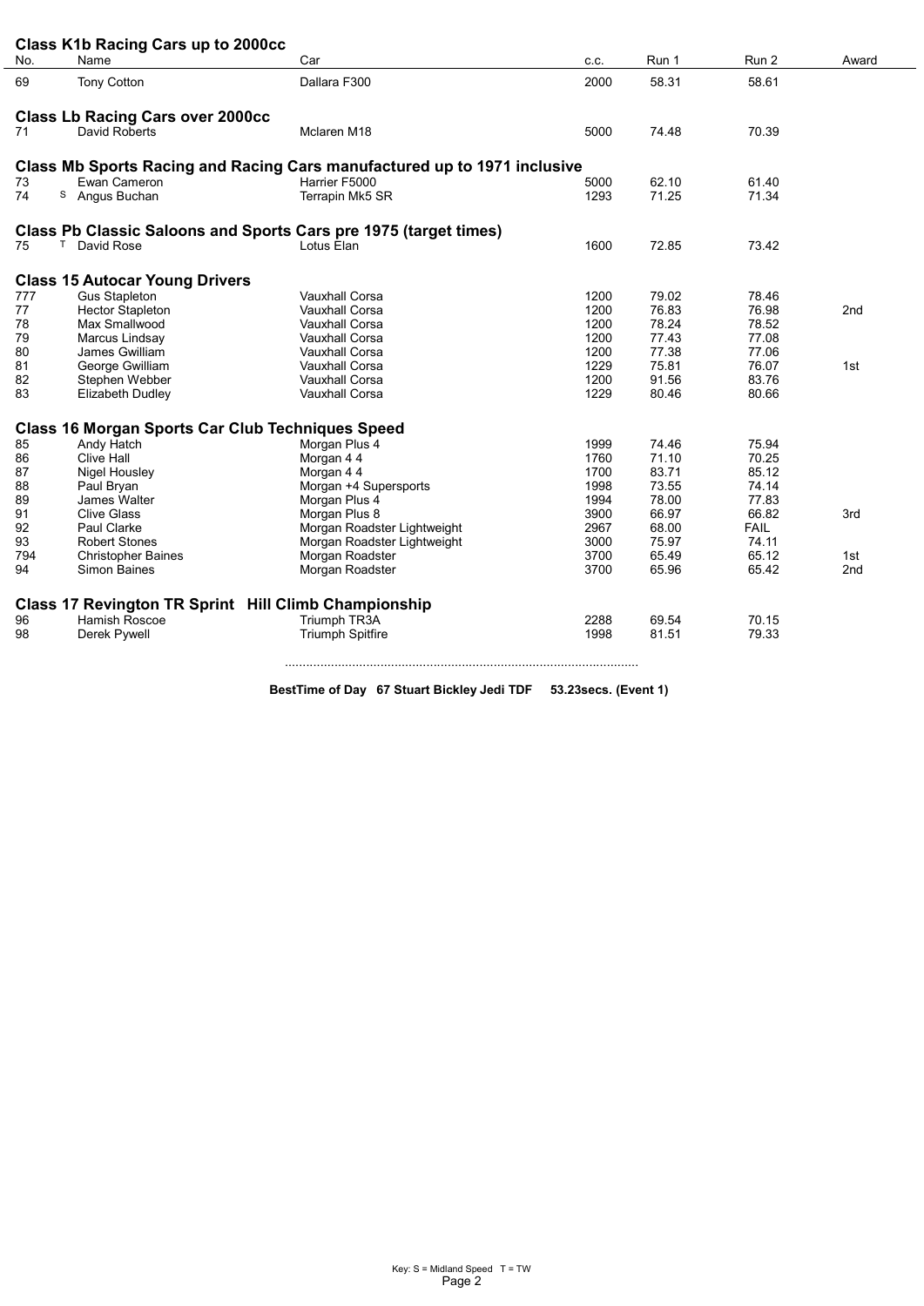| No. | Name | Car | c.c. | Run 1 | Run 2 | Award |
|---|---|---|---|---|---|---|
| **Class K1b Racing Cars up to 2000cc** | | | | | | |
| 69 | Tony Cotton | Dallara F300 | 2000 | 58.31 | 58.61 | |
| **Class Lb Racing Cars over 2000cc** | | | | | | |
| 71 | David Roberts | Mclaren M18 | 5000 | 74.48 | 70.39 | |
| **Class Mb Sports Racing and Racing Cars manufactured up to 1971 inclusive** | | | | | | |
| 73 | Ewan Cameron | Harrier F5000 | 5000 | 62.10 | 61.40 | |
| 74 | S Angus Buchan | Terrapin Mk5 SR | 1293 | 71.25 | 71.34 | |
| **Class Pb Classic Saloons and Sports Cars pre 1975 (target times)** | | | | | | |
| 75 | T David Rose | Lotus Elan | 1600 | 72.85 | 73.42 | |
| **Class 15 Autocar Young Drivers** | | | | | | |
| 777 | Gus Stapleton | Vauxhall Corsa | 1200 | 79.02 | 78.46 | |
| 77 | Hector Stapleton | Vauxhall Corsa | 1200 | 76.83 | 76.98 | 2nd |
| 78 | Max Smallwood | Vauxhall Corsa | 1200 | 78.24 | 78.52 | |
| 79 | Marcus Lindsay | Vauxhall Corsa | 1200 | 77.43 | 77.08 | |
| 80 | James Gwilliam | Vauxhall Corsa | 1200 | 77.38 | 77.06 | |
| 81 | George Gwilliam | Vauxhall Corsa | 1229 | 75.81 | 76.07 | 1st |
| 82 | Stephen Webber | Vauxhall Corsa | 1200 | 91.56 | 83.76 | |
| 83 | Elizabeth Dudley | Vauxhall Corsa | 1229 | 80.46 | 80.66 | |
| **Class 16 Morgan Sports Car Club Techniques Speed** | | | | | | |
| 85 | Andy Hatch | Morgan Plus 4 | 1999 | 74.46 | 75.94 | |
| 86 | Clive Hall | Morgan 4 4 | 1760 | 71.10 | 70.25 | |
| 87 | Nigel Housley | Morgan 4 4 | 1700 | 83.71 | 85.12 | |
| 88 | Paul Bryan | Morgan +4 Supersports | 1998 | 73.55 | 74.14 | |
| 89 | James Walter | Morgan Plus 4 | 1994 | 78.00 | 77.83 | |
| 91 | Clive Glass | Morgan Plus 8 | 3900 | 66.97 | 66.82 | 3rd |
| 92 | Paul Clarke | Morgan Roadster Lightweight | 2967 | 68.00 | FAIL | |
| 93 | Robert Stones | Morgan Roadster Lightweight | 3000 | 75.97 | 74.11 | |
| 794 | Christopher Baines | Morgan Roadster | 3700 | 65.49 | 65.12 | 1st |
| 94 | Simon Baines | Morgan Roadster | 3700 | 65.96 | 65.42 | 2nd |
| **Class 17 Revington TR Sprint Hill Climb Championship** | | | | | | |
| 96 | Hamish Roscoe | Triumph TR3A | 2288 | 69.54 | 70.15 | |
| 98 | Derek Pywell | Triumph Spitfire | 1998 | 81.51 | 79.33 | |

**BestTime of Day 67 Stuart Bickley Jedi TDF 53.23secs. (Event 1)**

Key: S = Midland Speed T = TW